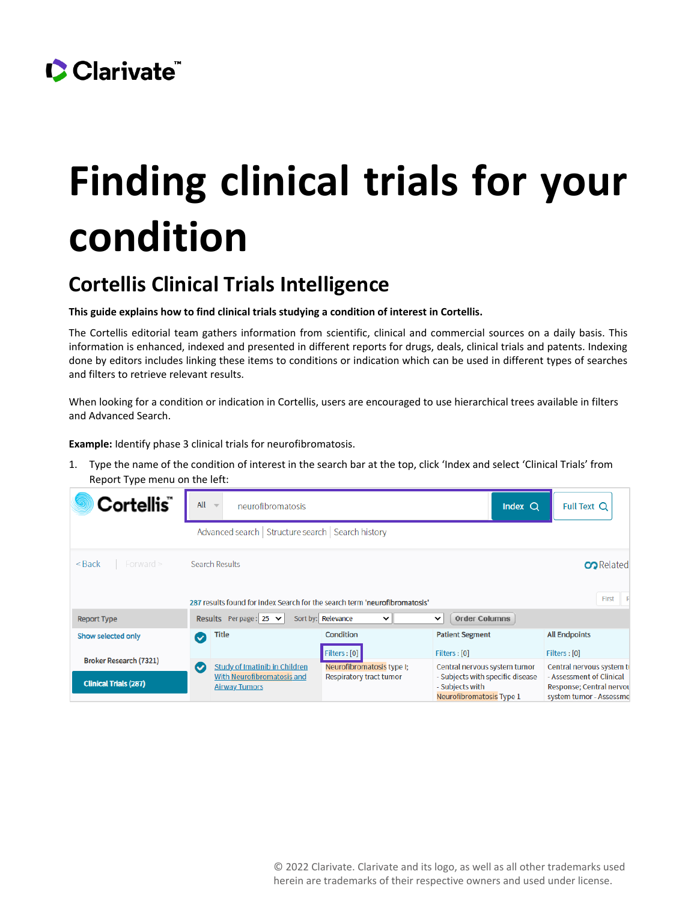# Finding clinical trials for your condition

## Cortellis Clinical Trials Intelligence

**This guide explains how to find clinical trials studying a condition of interest in Cortellis.**

The Cortellis editorial team gathers information from scientific, clinical and commercial sources on a daily basis. This information is enhanced, indexed and presented in different reports for drugs, deals, clinical trials and patents. Indexing done by editors includes linking these items to conditions or indication which can be used in different types of searches and filters to retrieve relevant results.

When looking for a condition or indication in Cortellis, users are encouraged to use hierarchical trees available in filters and Advanced Search.

**Example:** Identify phase 3 clinical trials for neurofibromatosis.

1. Type the name of the condition of interest in the search bar at the top, click 'Index and select 'Clinical Trials' from Report Type menu on the left: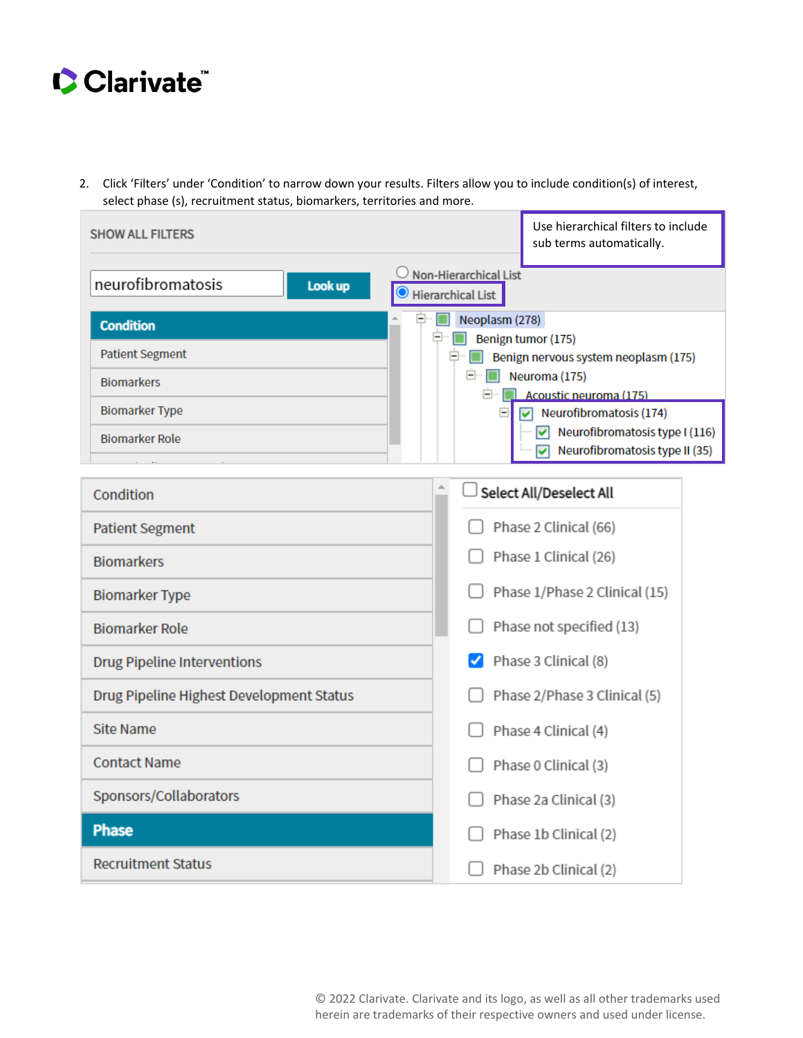2. Click 'Filters' under 'Condition' to narrow down your results. Filters allow you to include condition(s) of interest, select phase (s), recruitment status, biomarkers, territories and more.

SHOW ALL FILTERS

Use hierarchical filters to include sub terms automatically.

neurofibromatosis | Look up

- Non-Hierarchical List
- Hierarchical List

Condition
Patient Segment
Biomarkers
Biomarker Type
Biomarker Role

- Neoplasm (278)
  - Benign tumor (175)
    - Benign nervous system neoplasm (175)
      - Neuroma (175)
        - Acoustic neuroma (175)
          - [x] Neurofibromatosis (174)
            - [x] Neurofibromatosis type I (116)
            - [x] Neurofibromatosis type II (35)

Condition
Patient Segment
Biomarkers
Biomarker Type
Biomarker Role
Drug Pipeline Interventions
Drug Pipeline Highest Development Status
Site Name
Contact Name
Sponsors/Collaborators
Phase
Recruitment Status

- [ ] Select All/Deselect All
- [ ] Phase 2 Clinical (66)
- [ ] Phase 1 Clinical (26)
- [ ] Phase 1/Phase 2 Clinical (15)
- [ ] Phase not specified (13)
- [x] Phase 3 Clinical (8)
- [ ] Phase 2/Phase 3 Clinical (5)
- [ ] Phase 4 Clinical (4)
- [ ] Phase 0 Clinical (3)
- [ ] Phase 2a Clinical (3)
- [ ] Phase 1b Clinical (2)
- [ ] Phase 2b Clinical (2)

© 2022 Clarivate. Clarivate and its logo, as well as all other trademarks used herein are trademarks of their respective owners and used under license.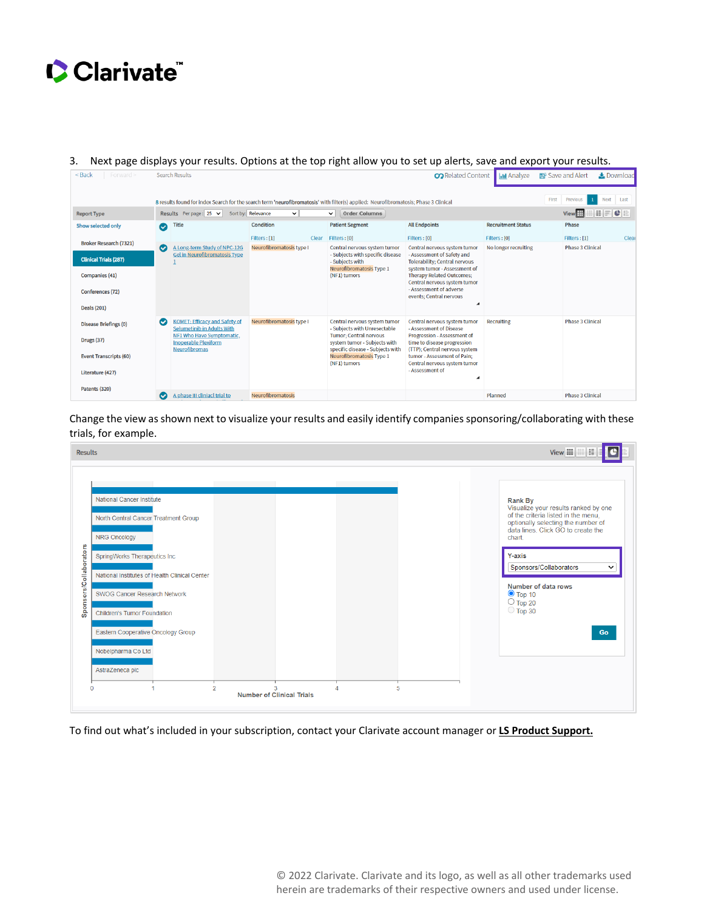3. Next page displays your results. Options at the top right allow you to set up alerts, save and export your results.

Change the view as shown next to visualize your results and easily identify companies sponsoring/collaborating with these trials, for example.

To find out what's included in your subscription, contact your Clarivate account manager or **LS Product Support.**